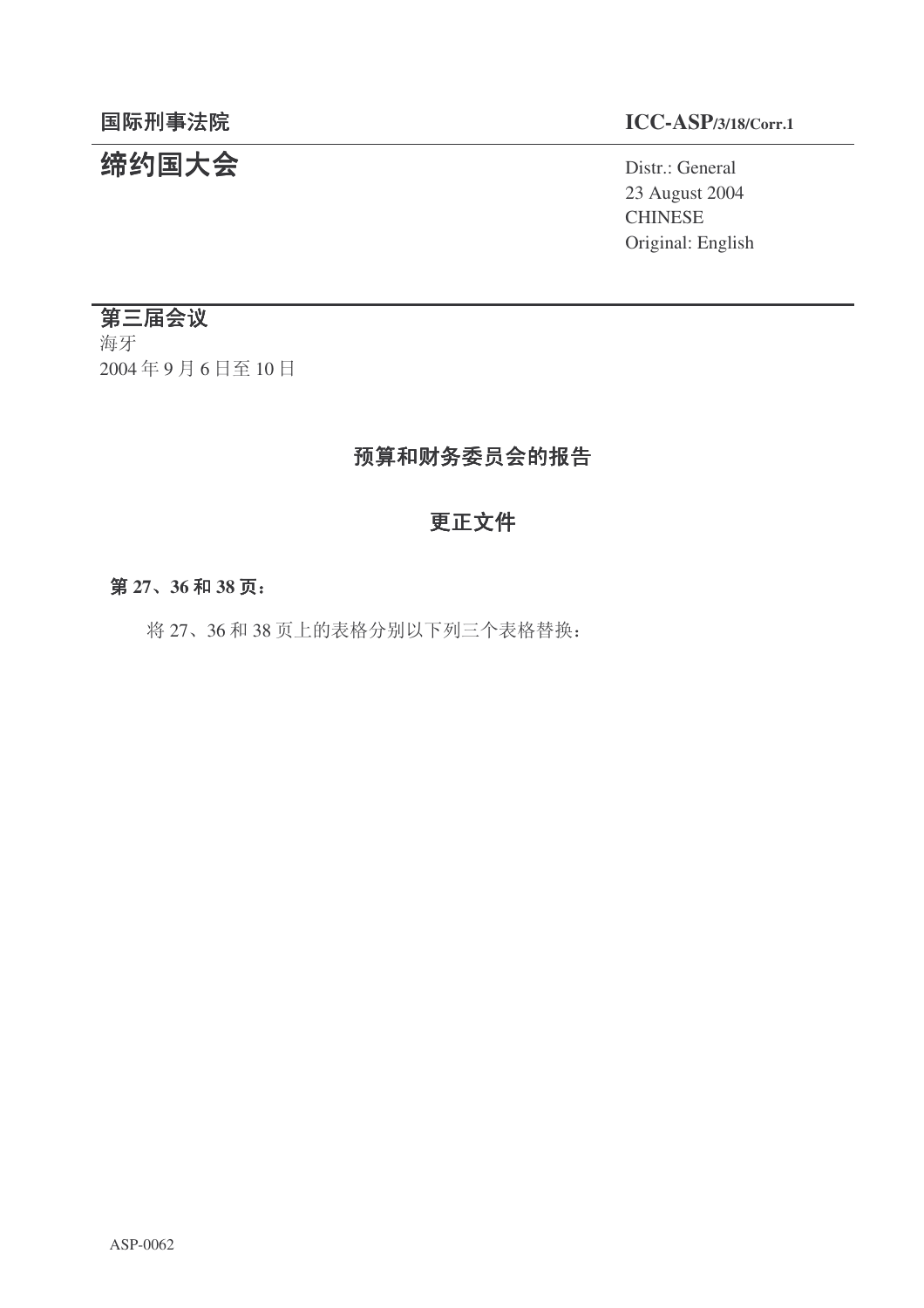国际刑事法院 **ICC-ASP/3/18/Corr.1**

# 缔约国大会

Distr.: General
23 August 2004
CHINESE
Original: English

## 第三届会议

海牙
2004 年 9 月 6 日至 10 日

## 预算和财务委员会的报告

## 更正文件

**第 27、36 和 38 页：**

将 27、36 和 38 页上的表格分别以下列三个表格替换：

ASP-0062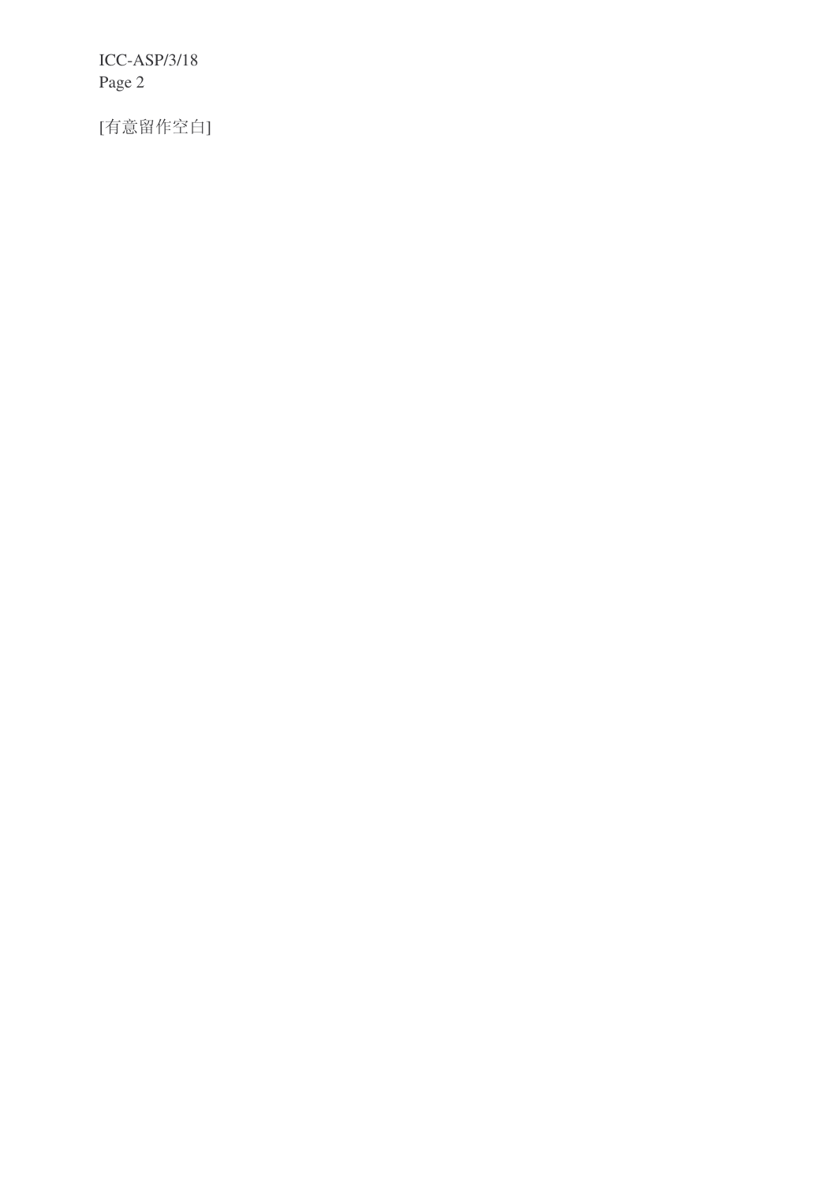[有意留作空白]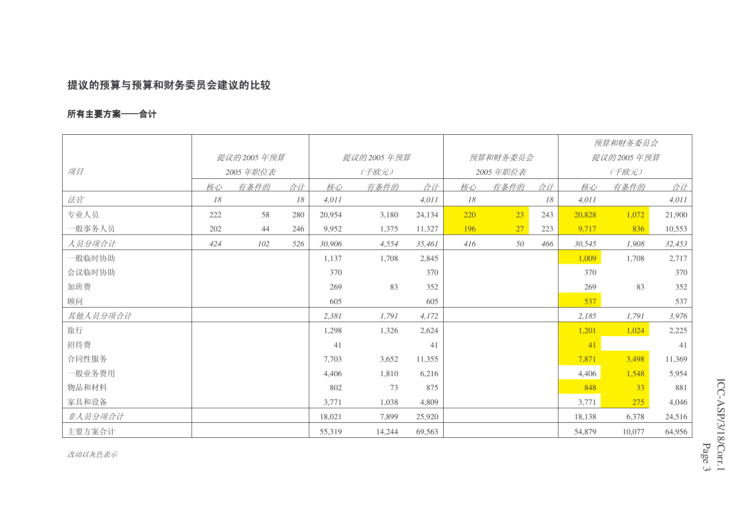## 提议的预算与预算和财务委员会建议的比较

### 所有主要方案——合计

| 项目 | 提议的2005 年预算 2005 年职位表 | | | 提议的2005 年预算 （千欧元） | | | 预算和财务委员会 2005 年职位表 | | | 预算和财务委员会 提议的2005 年预算 （千欧元） | | |
|---|---|---|---|---|---|---|---|---|---|---|---|---|
| | 核心 | 有条件的 | 合计 | 核心 | 有条件的 | 合计 | 核心 | 有条件的 | 合计 | 核心 | 有条件的 | 合计 |
| *法官* | *18* | | *18* | *4,011* | | *4,011* | *18* | | *18* | *4,011* | | *4,011* |
| 专业人员 | 222 | 58 | 280 | 20,954 | 3,180 | 24,134 | 220 | 23 | 243 | 20,828 | 1,072 | 21,900 |
| 一般事务人员 | 202 | 44 | 246 | 9,952 | 1,375 | 11,327 | 196 | 27 | 223 | 9,717 | 836 | 10,553 |
| *人员分项合计* | *424* | *102* | *526* | *30,906* | *4,554* | *35,461* | *416* | *50* | *466* | *30,545* | *1,908* | *32,453* |
| 一般临时协助 | | | | 1,137 | 1,708 | 2,845 | | | | 1,009 | 1,708 | 2,717 |
| 会议临时协助 | | | | 370 | | 370 | | | | 370 | | 370 |
| 加班费 | | | | 269 | 83 | 352 | | | | 269 | 83 | 352 |
| 顾问 | | | | 605 | | 605 | | | | 537 | | 537 |
| *其他人员分项合计* | | | | *2,381* | *1,791* | *4,172* | | | | *2,185* | *1,791* | *3,976* |
| 旅行 | | | | 1,298 | 1,326 | 2,624 | | | | 1,201 | 1,024 | 2,225 |
| 招待费 | | | | 41 | | 41 | | | | 41 | | 41 |
| 合同性服务 | | | | 7,703 | 3,652 | 11,355 | | | | 7,871 | 3,498 | 11,369 |
| 一般业务费用 | | | | 4,406 | 1,810 | 6,216 | | | | 4,406 | 1,548 | 5,954 |
| 物品和材料 | | | | 802 | 73 | 875 | | | | 848 | 33 | 881 |
| 家具和设备 | | | | 3,771 | 1,038 | 4,809 | | | | 3,771 | 275 | 4,046 |
| *非人员分项合计* | | | | 18,021 | 7,899 | 25,920 | | | | 18,138 | 6,378 | 24,516 |
| 主要方案合计 | | | | 55,319 | 14,244 | 69,563 | | | | 54,879 | 10,077 | 64,956 |

*改动以灰色表示*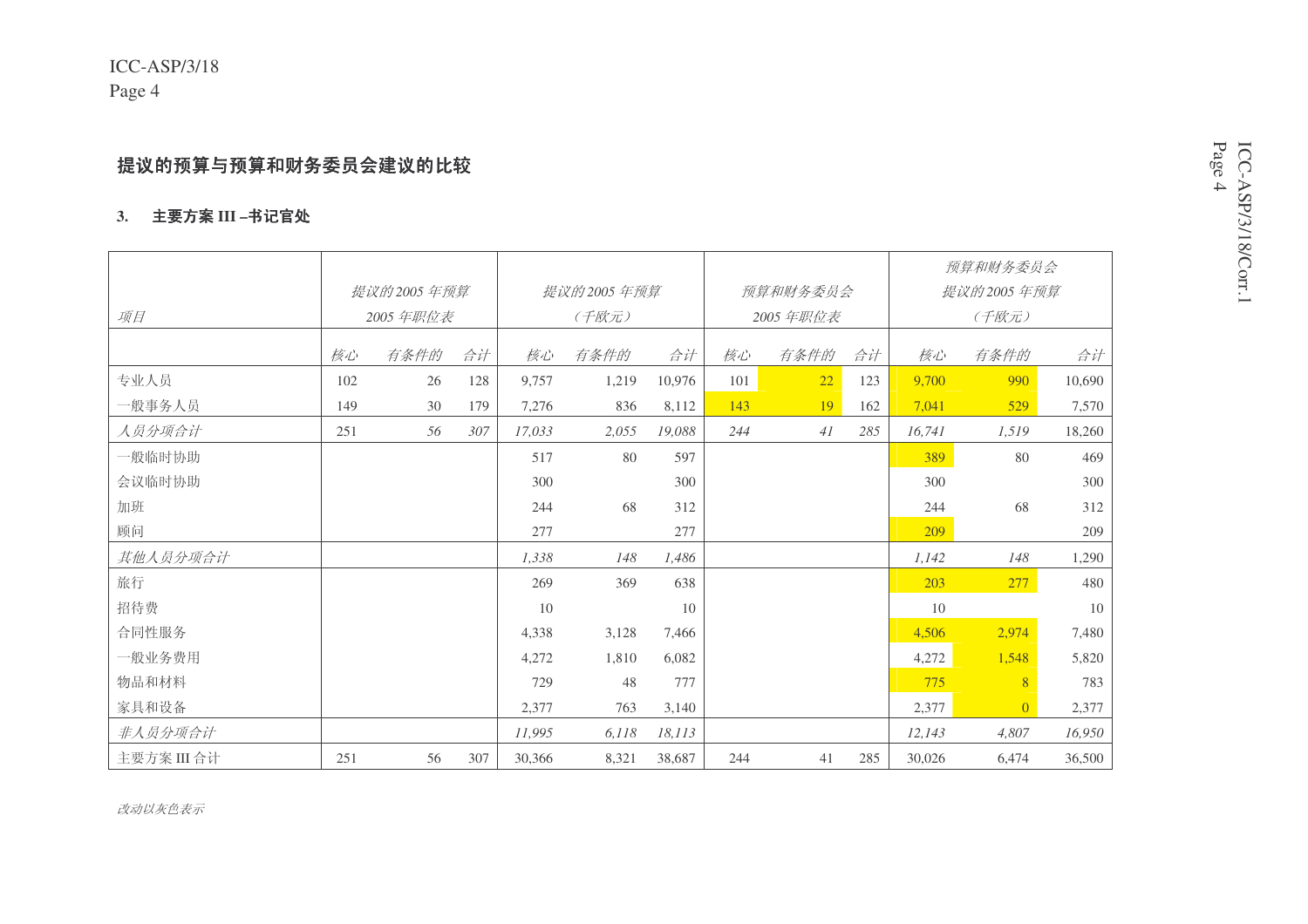## 提议的预算与预算和财务委员会建议的比较

### 3. 主要方案 III –书记官处

| *项目* | *提议的 2005 年预算 2005 年职位表* | | | *提议的 2005 年预算（千欧元）* | | | *预算和财务委员会 2005 年职位表* | | | *预算和财务委员会提议的 2005 年预算（千欧元）* | | |
|---|---|---|---|---|---|---|---|---|---|---|---|---|
| | *核心* | *有条件的* | *合计* | *核心* | *有条件的* | *合计* | *核心* | *有条件的* | *合计* | *核心* | *有条件的* | *合计* |
| 专业人员 | 102 | 26 | 128 | 9,757 | 1,219 | 10,976 | 101 | 22 | 123 | 9,700 | 990 | 10,690 |
| 一般事务人员 | 149 | 30 | 179 | 7,276 | 836 | 8,112 | 143 | 19 | 162 | 7,041 | 529 | 7,570 |
| *人员分项合计* | 251 | *56* | *307* | *17,033* | *2,055* | *19,088* | *244* | *41* | *285* | *16,741* | *1,519* | 18,260 |
| 一般临时协助 | | | | 517 | 80 | 597 | | | | 389 | 80 | 469 |
| 会议临时协助 | | | | 300 | | 300 | | | | 300 | | 300 |
| 加班 | | | | 244 | 68 | 312 | | | | 244 | 68 | 312 |
| 顾问 | | | | 277 | | 277 | | | | 209 | | 209 |
| *其他人员分项合计* | | | | *1,338* | *148* | *1,486* | | | | *1,142* | *148* | 1,290 |
| 旅行 | | | | 269 | 369 | 638 | | | | 203 | 277 | 480 |
| 招待费 | | | | 10 | | 10 | | | | 10 | | 10 |
| 合同性服务 | | | | 4,338 | 3,128 | 7,466 | | | | 4,506 | 2,974 | 7,480 |
| 一般业务费用 | | | | 4,272 | 1,810 | 6,082 | | | | 4,272 | 1,548 | 5,820 |
| 物品和材料 | | | | 729 | 48 | 777 | | | | 775 | 8 | 783 |
| 家具和设备 | | | | 2,377 | 763 | 3,140 | | | | 2,377 | 0 | 2,377 |
| *非人员分项合计* | | | | *11,995* | *6,118* | *18,113* | | | | *12,143* | *4,807* | *16,950* |
| 主要方案 III 合计 | 251 | 56 | 307 | 30,366 | 8,321 | 38,687 | 244 | 41 | 285 | 30,026 | 6,474 | 36,500 |

*改动以灰色表示*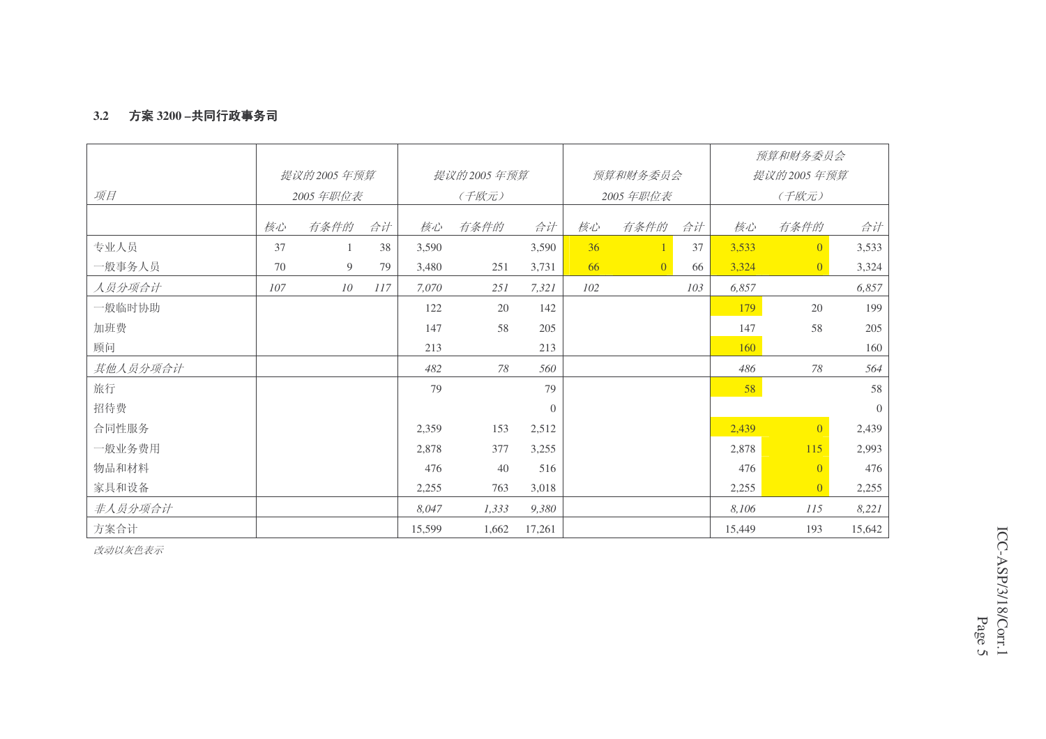### 3.2 方案 3200 –共同行政事务司

| *项目* | *提议的2005 年预算 2005 年职位表* | | | *提议的2005 年预算（千欧元）* | | | *预算和财务委员会 2005 年职位表* | | | *预算和财务委员会提议的2005 年预算（千欧元）* | | |
|---|---|---|---|---|---|---|---|---|---|---|---|---|
| | *核心* | *有条件的* | *合计* | *核心* | *有条件的* | *合计* | *核心* | *有条件的* | *合计* | *核心* | *有条件的* | *合计* |
| 专业人员 | 37 | 1 | 38 | 3,590 | | 3,590 | 36 | 1 | 37 | 3,533 | 0 | 3,533 |
| 一般事务人员 | 70 | 9 | 79 | 3,480 | 251 | 3,731 | 66 | 0 | 66 | 3,324 | 0 | 3,324 |
| *人员分项合计* | *107* | *10* | *117* | *7,070* | *251* | *7,321* | *102* | | *103* | *6,857* | | *6,857* |
| 一般临时协助 | | | | 122 | 20 | 142 | | | | 179 | 20 | 199 |
| 加班费 | | | | 147 | 58 | 205 | | | | 147 | 58 | 205 |
| 顾问 | | | | 213 | | 213 | | | | 160 | | 160 |
| *其他人员分项合计* | | | | *482* | *78* | *560* | | | | *486* | *78* | *564* |
| 旅行 | | | | 79 | | 79 | | | | 58 | | 58 |
| 招待费 | | | | | | 0 | | | | | | 0 |
| 合同性服务 | | | | 2,359 | 153 | 2,512 | | | | 2,439 | 0 | 2,439 |
| 一般业务费用 | | | | 2,878 | 377 | 3,255 | | | | 2,878 | 115 | 2,993 |
| 物品和材料 | | | | 476 | 40 | 516 | | | | 476 | 0 | 476 |
| 家具和设备 | | | | 2,255 | 763 | 3,018 | | | | 2,255 | 0 | 2,255 |
| *非人员分项合计* | | | | *8,047* | *1,333* | *9,380* | | | | *8,106* | *115* | *8,221* |
| 方案合计 | | | | 15,599 | 1,662 | 17,261 | | | | 15,449 | 193 | 15,642 |

*改动以灰色表示*